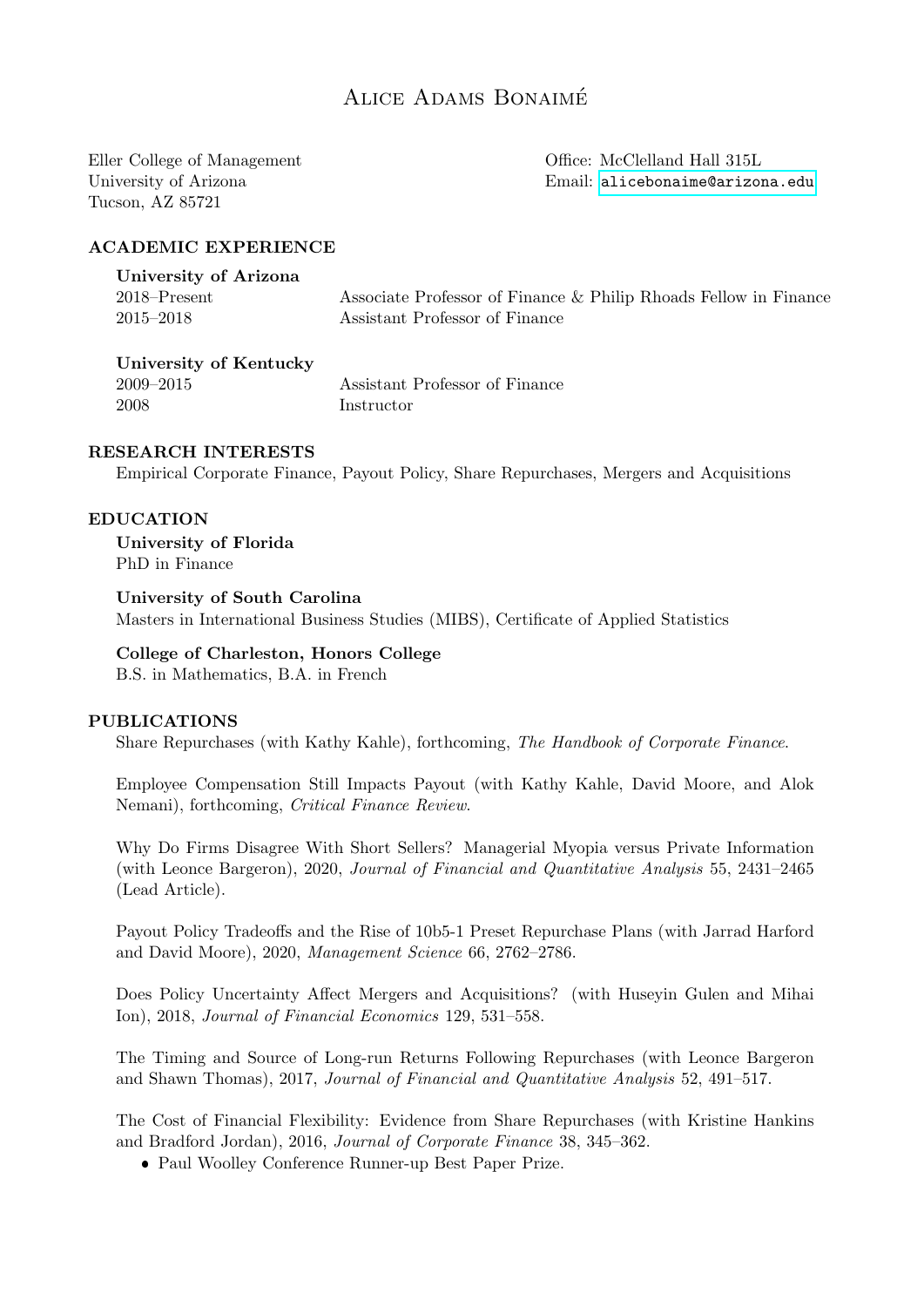# Alice Adams Bonaimé

Eller College of Management
University of Arizona
Tucson, AZ 85721

Office: McClelland Hall 315L
Email: alicebonaime@arizona.edu

## ACADEMIC EXPERIENCE

**University of Arizona**

2018–Present Associate Professor of Finance & Philip Rhoads Fellow in Finance
2015–2018 Assistant Professor of Finance

**University of Kentucky**

2009–2015 Assistant Professor of Finance
2008 Instructor

## RESEARCH INTERESTS

Empirical Corporate Finance, Payout Policy, Share Repurchases, Mergers and Acquisitions

## EDUCATION

**University of Florida**
PhD in Finance

**University of South Carolina**
Masters in International Business Studies (MIBS), Certificate of Applied Statistics

**College of Charleston, Honors College**
B.S. in Mathematics, B.A. in French

## PUBLICATIONS

Share Repurchases (with Kathy Kahle), forthcoming, *The Handbook of Corporate Finance*.

Employee Compensation Still Impacts Payout (with Kathy Kahle, David Moore, and Alok Nemani), forthcoming, *Critical Finance Review*.

Why Do Firms Disagree With Short Sellers? Managerial Myopia versus Private Information (with Leonce Bargeron), 2020, *Journal of Financial and Quantitative Analysis* 55, 2431–2465 (Lead Article).

Payout Policy Tradeoffs and the Rise of 10b5-1 Preset Repurchase Plans (with Jarrad Harford and David Moore), 2020, *Management Science* 66, 2762–2786.

Does Policy Uncertainty Affect Mergers and Acquisitions? (with Huseyin Gulen and Mihai Ion), 2018, *Journal of Financial Economics* 129, 531–558.

The Timing and Source of Long-run Returns Following Repurchases (with Leonce Bargeron and Shawn Thomas), 2017, *Journal of Financial and Quantitative Analysis* 52, 491–517.

The Cost of Financial Flexibility: Evidence from Share Repurchases (with Kristine Hankins and Bradford Jordan), 2016, *Journal of Corporate Finance* 38, 345–362.

- Paul Woolley Conference Runner-up Best Paper Prize.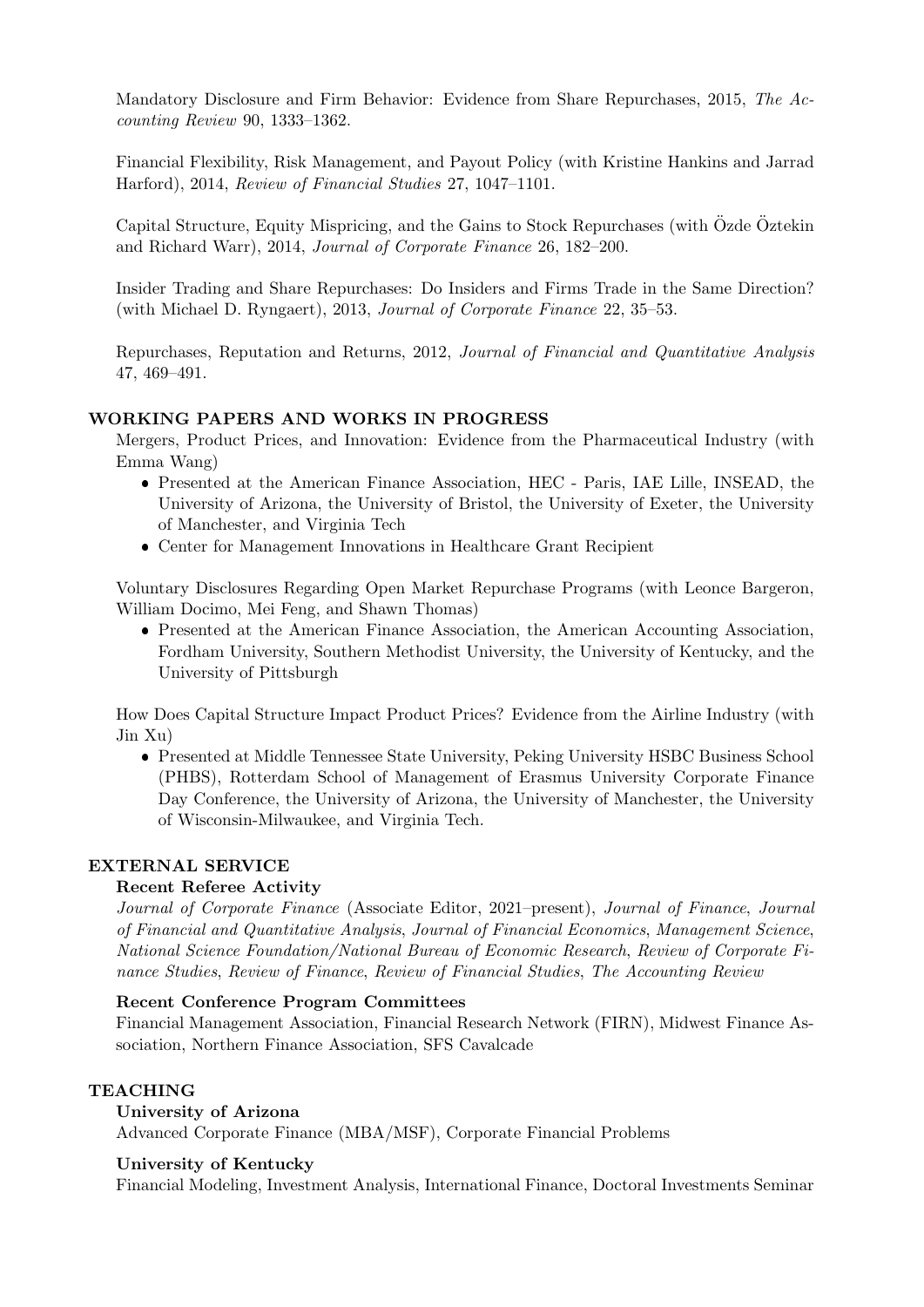Mandatory Disclosure and Firm Behavior: Evidence from Share Repurchases, 2015, *The Accounting Review* 90, 1333–1362.

Financial Flexibility, Risk Management, and Payout Policy (with Kristine Hankins and Jarrad Harford), 2014, *Review of Financial Studies* 27, 1047–1101.

Capital Structure, Equity Mispricing, and the Gains to Stock Repurchases (with Özde Öztekin and Richard Warr), 2014, *Journal of Corporate Finance* 26, 182–200.

Insider Trading and Share Repurchases: Do Insiders and Firms Trade in the Same Direction? (with Michael D. Ryngaert), 2013, *Journal of Corporate Finance* 22, 35–53.

Repurchases, Reputation and Returns, 2012, *Journal of Financial and Quantitative Analysis* 47, 469–491.

## WORKING PAPERS AND WORKS IN PROGRESS

Mergers, Product Prices, and Innovation: Evidence from the Pharmaceutical Industry (with Emma Wang)

- Presented at the American Finance Association, HEC - Paris, IAE Lille, INSEAD, the University of Arizona, the University of Bristol, the University of Exeter, the University of Manchester, and Virginia Tech
- Center for Management Innovations in Healthcare Grant Recipient

Voluntary Disclosures Regarding Open Market Repurchase Programs (with Leonce Bargeron, William Docimo, Mei Feng, and Shawn Thomas)

- Presented at the American Finance Association, the American Accounting Association, Fordham University, Southern Methodist University, the University of Kentucky, and the University of Pittsburgh

How Does Capital Structure Impact Product Prices? Evidence from the Airline Industry (with Jin Xu)

- Presented at Middle Tennessee State University, Peking University HSBC Business School (PHBS), Rotterdam School of Management of Erasmus University Corporate Finance Day Conference, the University of Arizona, the University of Manchester, the University of Wisconsin-Milwaukee, and Virginia Tech.

## EXTERNAL SERVICE

### Recent Referee Activity

*Journal of Corporate Finance* (Associate Editor, 2021–present), *Journal of Finance*, *Journal of Financial and Quantitative Analysis*, *Journal of Financial Economics*, *Management Science*, *National Science Foundation/National Bureau of Economic Research*, *Review of Corporate Finance Studies*, *Review of Finance*, *Review of Financial Studies*, *The Accounting Review*

### Recent Conference Program Committees

Financial Management Association, Financial Research Network (FIRN), Midwest Finance Association, Northern Finance Association, SFS Cavalcade

## TEACHING

### University of Arizona

Advanced Corporate Finance (MBA/MSF), Corporate Financial Problems

### University of Kentucky

Financial Modeling, Investment Analysis, International Finance, Doctoral Investments Seminar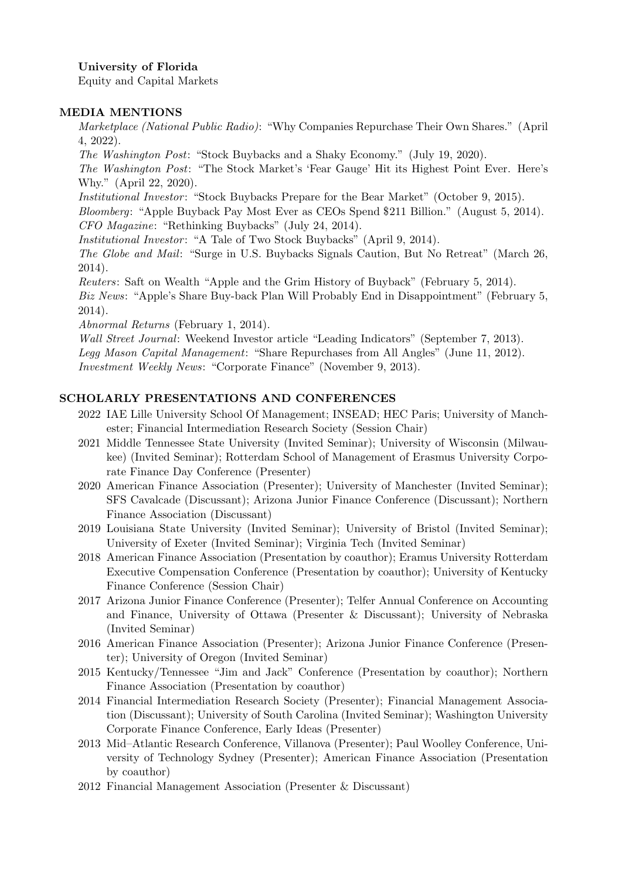**University of Florida**
Equity and Capital Markets

## MEDIA MENTIONS

*Marketplace (National Public Radio)*: "Why Companies Repurchase Their Own Shares." (April 4, 2022).
*The Washington Post*: "Stock Buybacks and a Shaky Economy." (July 19, 2020).
*The Washington Post*: "The Stock Market's 'Fear Gauge' Hit its Highest Point Ever. Here's Why." (April 22, 2020).
*Institutional Investor*: "Stock Buybacks Prepare for the Bear Market" (October 9, 2015).
*Bloomberg*: "Apple Buyback Pay Most Ever as CEOs Spend $211 Billion." (August 5, 2014).
*CFO Magazine*: "Rethinking Buybacks" (July 24, 2014).
*Institutional Investor*: "A Tale of Two Stock Buybacks" (April 9, 2014).
*The Globe and Mail*: "Surge in U.S. Buybacks Signals Caution, But No Retreat" (March 26, 2014).
*Reuters*: Saft on Wealth "Apple and the Grim History of Buyback" (February 5, 2014).
*Biz News*: "Apple's Share Buy-back Plan Will Probably End in Disappointment" (February 5, 2014).
*Abnormal Returns* (February 1, 2014).
*Wall Street Journal*: Weekend Investor article "Leading Indicators" (September 7, 2013).
*Legg Mason Capital Management*: "Share Repurchases from All Angles" (June 11, 2012).
*Investment Weekly News*: "Corporate Finance" (November 9, 2013).

## SCHOLARLY PRESENTATIONS AND CONFERENCES

- 2022 IAE Lille University School Of Management; INSEAD; HEC Paris; University of Manchester; Financial Intermediation Research Society (Session Chair)
- 2021 Middle Tennessee State University (Invited Seminar); University of Wisconsin (Milwaukee) (Invited Seminar); Rotterdam School of Management of Erasmus University Corporate Finance Day Conference (Presenter)
- 2020 American Finance Association (Presenter); University of Manchester (Invited Seminar); SFS Cavalcade (Discussant); Arizona Junior Finance Conference (Discussant); Northern Finance Association (Discussant)
- 2019 Louisiana State University (Invited Seminar); University of Bristol (Invited Seminar); University of Exeter (Invited Seminar); Virginia Tech (Invited Seminar)
- 2018 American Finance Association (Presentation by coauthor); Eramus University Rotterdam Executive Compensation Conference (Presentation by coauthor); University of Kentucky Finance Conference (Session Chair)
- 2017 Arizona Junior Finance Conference (Presenter); Telfer Annual Conference on Accounting and Finance, University of Ottawa (Presenter & Discussant); University of Nebraska (Invited Seminar)
- 2016 American Finance Association (Presenter); Arizona Junior Finance Conference (Presenter); University of Oregon (Invited Seminar)
- 2015 Kentucky/Tennessee "Jim and Jack" Conference (Presentation by coauthor); Northern Finance Association (Presentation by coauthor)
- 2014 Financial Intermediation Research Society (Presenter); Financial Management Association (Discussant); University of South Carolina (Invited Seminar); Washington University Corporate Finance Conference, Early Ideas (Presenter)
- 2013 Mid–Atlantic Research Conference, Villanova (Presenter); Paul Woolley Conference, University of Technology Sydney (Presenter); American Finance Association (Presentation by coauthor)
- 2012 Financial Management Association (Presenter & Discussant)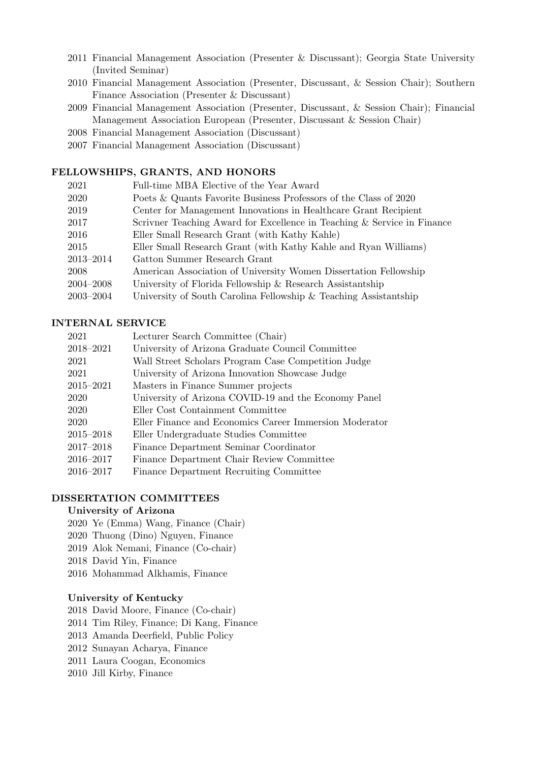- 2011 Financial Management Association (Presenter & Discussant); Georgia State University (Invited Seminar)
- 2010 Financial Management Association (Presenter, Discussant, & Session Chair); Southern Finance Association (Presenter & Discussant)
- 2009 Financial Management Association (Presenter, Discussant, & Session Chair); Financial Management Association European (Presenter, Discussant & Session Chair)
- 2008 Financial Management Association (Discussant)
- 2007 Financial Management Association (Discussant)

## FELLOWSHIPS, GRANTS, AND HONORS

| | |
|---|---|
| 2021 | Full-time MBA Elective of the Year Award |
| 2020 | Poets & Quants Favorite Business Professors of the Class of 2020 |
| 2019 | Center for Management Innovations in Healthcare Grant Recipient |
| 2017 | Scrivner Teaching Award for Excellence in Teaching & Service in Finance |
| 2016 | Eller Small Research Grant (with Kathy Kahle) |
| 2015 | Eller Small Research Grant (with Kathy Kahle and Ryan Williams) |
| 2013–2014 | Gatton Summer Research Grant |
| 2008 | American Association of University Women Dissertation Fellowship |
| 2004–2008 | University of Florida Fellowship & Research Assistantship |
| 2003–2004 | University of South Carolina Fellowship & Teaching Assistantship |

## INTERNAL SERVICE

| | |
|---|---|
| 2021 | Lecturer Search Committee (Chair) |
| 2018–2021 | University of Arizona Graduate Council Committee |
| 2021 | Wall Street Scholars Program Case Competition Judge |
| 2021 | University of Arizona Innovation Showcase Judge |
| 2015–2021 | Masters in Finance Summer projects |
| 2020 | University of Arizona COVID-19 and the Economy Panel |
| 2020 | Eller Cost Containment Committee |
| 2020 | Eller Finance and Economics Career Immersion Moderator |
| 2015–2018 | Eller Undergraduate Studies Committee |
| 2017–2018 | Finance Department Seminar Coordinator |
| 2016–2017 | Finance Department Chair Review Committee |
| 2016–2017 | Finance Department Recruiting Committee |

## DISSERTATION COMMITTEES

### University of Arizona

- 2020 Ye (Emma) Wang, Finance (Chair)
- 2020 Thuong (Dino) Nguyen, Finance
- 2019 Alok Nemani, Finance (Co-chair)
- 2018 David Yin, Finance
- 2016 Mohammad Alkhamis, Finance

### University of Kentucky

- 2018 David Moore, Finance (Co-chair)
- 2014 Tim Riley, Finance; Di Kang, Finance
- 2013 Amanda Deerfield, Public Policy
- 2012 Sunayan Acharya, Finance
- 2011 Laura Coogan, Economics
- 2010 Jill Kirby, Finance